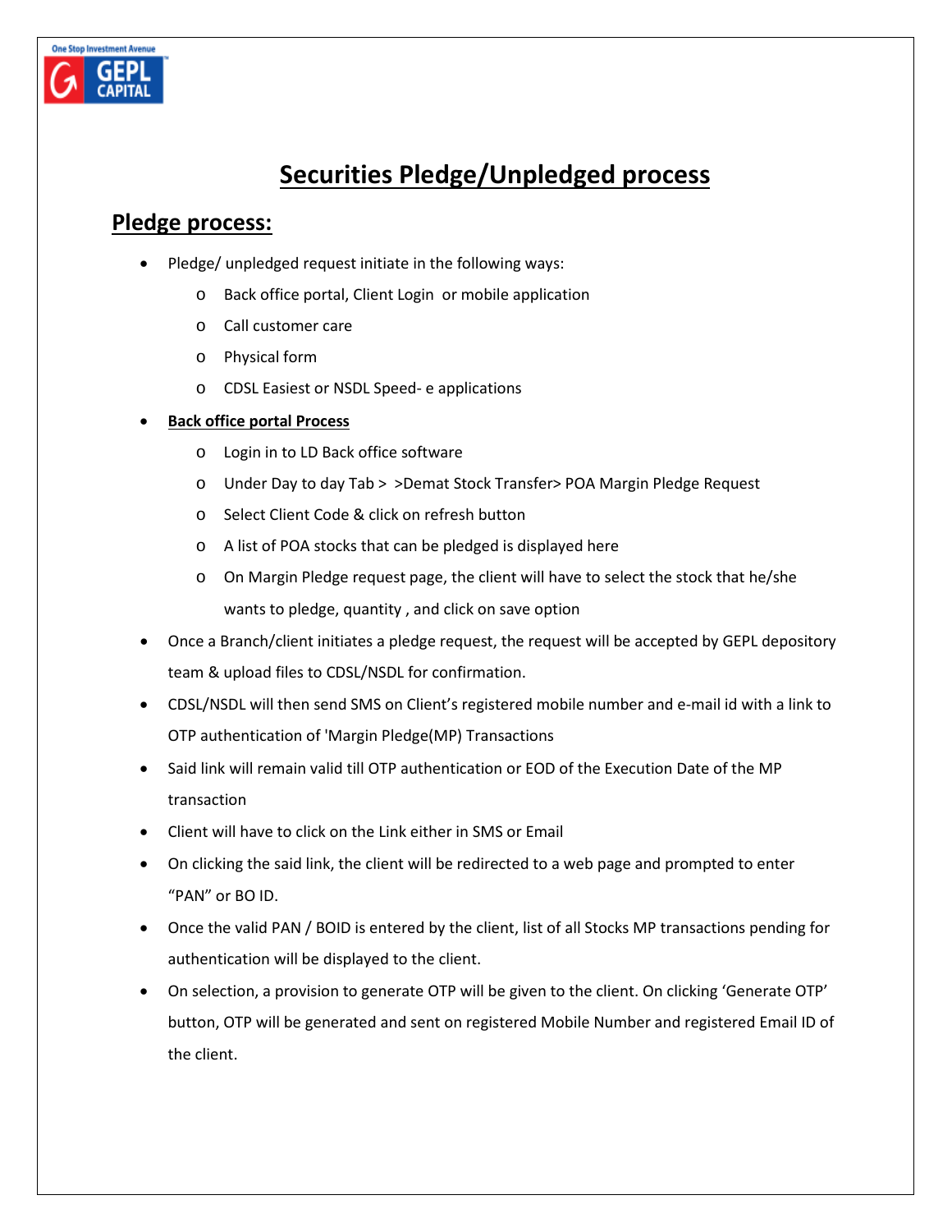# Securities Pledge/Unpledged process

## Pledge process:

- Pledge/ unpledged request initiate in the following ways:
  - Back office portal, Client Login or mobile application
  - Call customer care
  - Physical form
  - CDSL Easiest or NSDL Speed- e applications
- **Back office portal Process**
  - Login in to LD Back office software
  - Under Day to day Tab > >Demat Stock Transfer> POA Margin Pledge Request
  - Select Client Code & click on refresh button
  - A list of POA stocks that can be pledged is displayed here
  - On Margin Pledge request page, the client will have to select the stock that he/she wants to pledge, quantity , and click on save option
- Once a Branch/client initiates a pledge request, the request will be accepted by GEPL depository team & upload files to CDSL/NSDL for confirmation.
- CDSL/NSDL will then send SMS on Client's registered mobile number and e-mail id with a link to OTP authentication of 'Margin Pledge(MP) Transactions
- Said link will remain valid till OTP authentication or EOD of the Execution Date of the MP transaction
- Client will have to click on the Link either in SMS or Email
- On clicking the said link, the client will be redirected to a web page and prompted to enter "PAN" or BO ID.
- Once the valid PAN / BOID is entered by the client, list of all Stocks MP transactions pending for authentication will be displayed to the client.
- On selection, a provision to generate OTP will be given to the client. On clicking 'Generate OTP' button, OTP will be generated and sent on registered Mobile Number and registered Email ID of the client.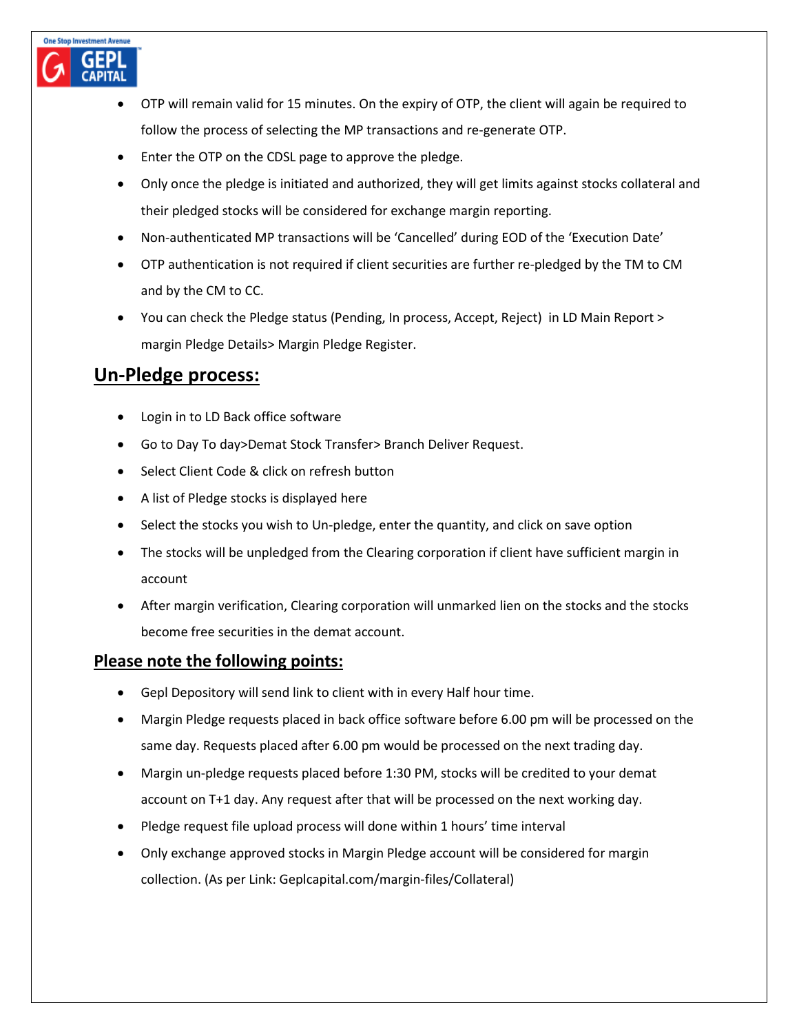- OTP will remain valid for 15 minutes. On the expiry of OTP, the client will again be required to follow the process of selecting the MP transactions and re-generate OTP.
- Enter the OTP on the CDSL page to approve the pledge.
- Only once the pledge is initiated and authorized, they will get limits against stocks collateral and their pledged stocks will be considered for exchange margin reporting.
- Non-authenticated MP transactions will be 'Cancelled' during EOD of the 'Execution Date'
- OTP authentication is not required if client securities are further re-pledged by the TM to CM and by the CM to CC.
- You can check the Pledge status (Pending, In process, Accept, Reject) in LD Main Report > margin Pledge Details> Margin Pledge Register.

## Un-Pledge process:

- Login in to LD Back office software
- Go to Day To day>Demat Stock Transfer> Branch Deliver Request.
- Select Client Code & click on refresh button
- A list of Pledge stocks is displayed here
- Select the stocks you wish to Un-pledge, enter the quantity, and click on save option
- The stocks will be unpledged from the Clearing corporation if client have sufficient margin in account
- After margin verification, Clearing corporation will unmarked lien on the stocks and the stocks become free securities in the demat account.

## Please note the following points:

- Gepl Depository will send link to client with in every Half hour time.
- Margin Pledge requests placed in back office software before 6.00 pm will be processed on the same day. Requests placed after 6.00 pm would be processed on the next trading day.
- Margin un-pledge requests placed before 1:30 PM, stocks will be credited to your demat account on T+1 day. Any request after that will be processed on the next working day.
- Pledge request file upload process will done within 1 hours' time interval
- Only exchange approved stocks in Margin Pledge account will be considered for margin collection. (As per Link: Geplcapital.com/margin-files/Collateral)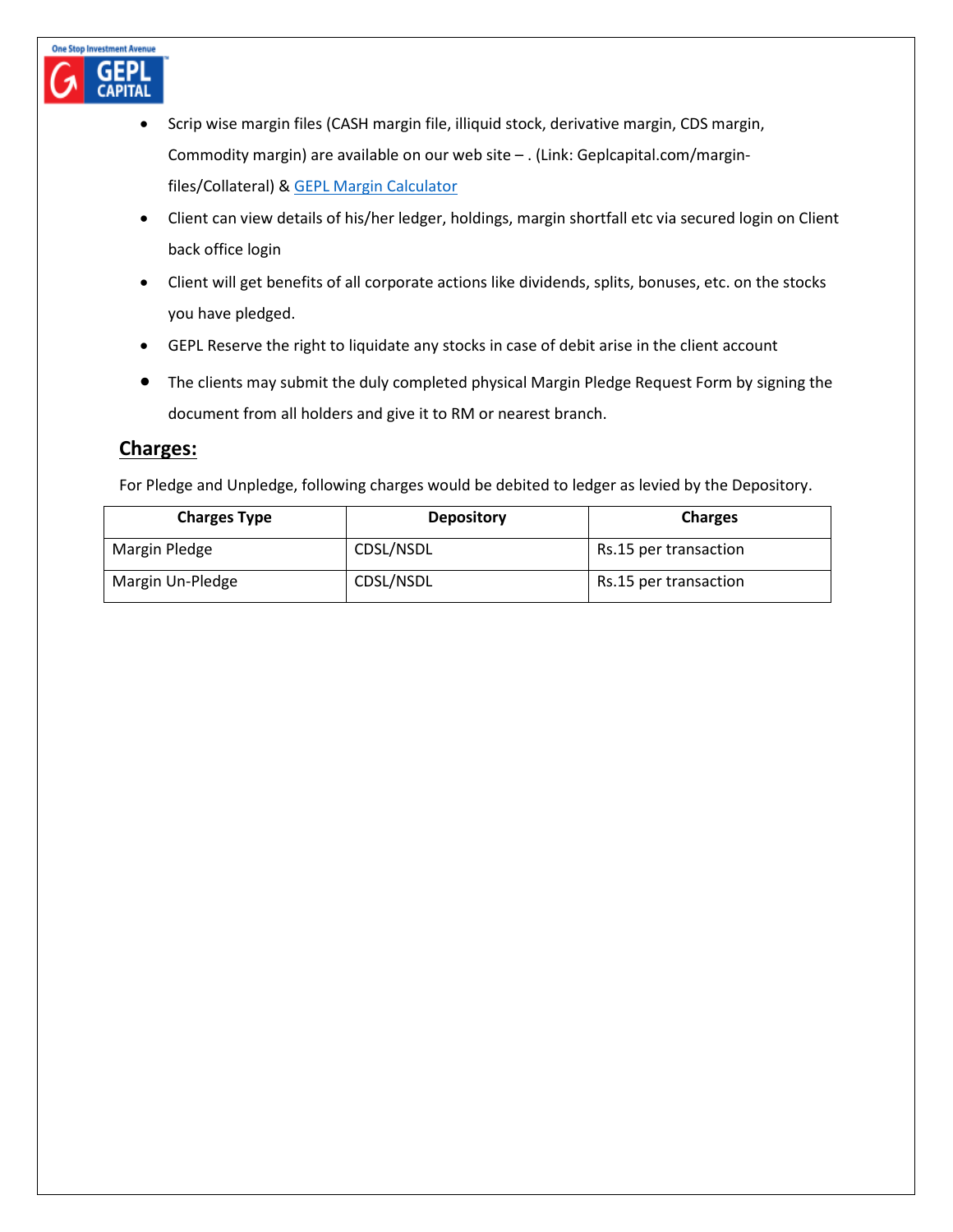- Scrip wise margin files (CASH margin file, illiquid stock, derivative margin, CDS margin, Commodity margin) are available on our web site – . (Link: Geplcapital.com/margin-files/Collateral) & GEPL Margin Calculator
- Client can view details of his/her ledger, holdings, margin shortfall etc via secured login on Client back office login
- Client will get benefits of all corporate actions like dividends, splits, bonuses, etc. on the stocks you have pledged.
- GEPL Reserve the right to liquidate any stocks in case of debit arise in the client account
- The clients may submit the duly completed physical Margin Pledge Request Form by signing the document from all holders and give it to RM or nearest branch.

## Charges:

For Pledge and Unpledge, following charges would be debited to ledger as levied by the Depository.

| Charges Type | Depository | Charges |
|---|---|---|
| Margin Pledge | CDSL/NSDL | Rs.15 per transaction |
| Margin Un-Pledge | CDSL/NSDL | Rs.15 per transaction |